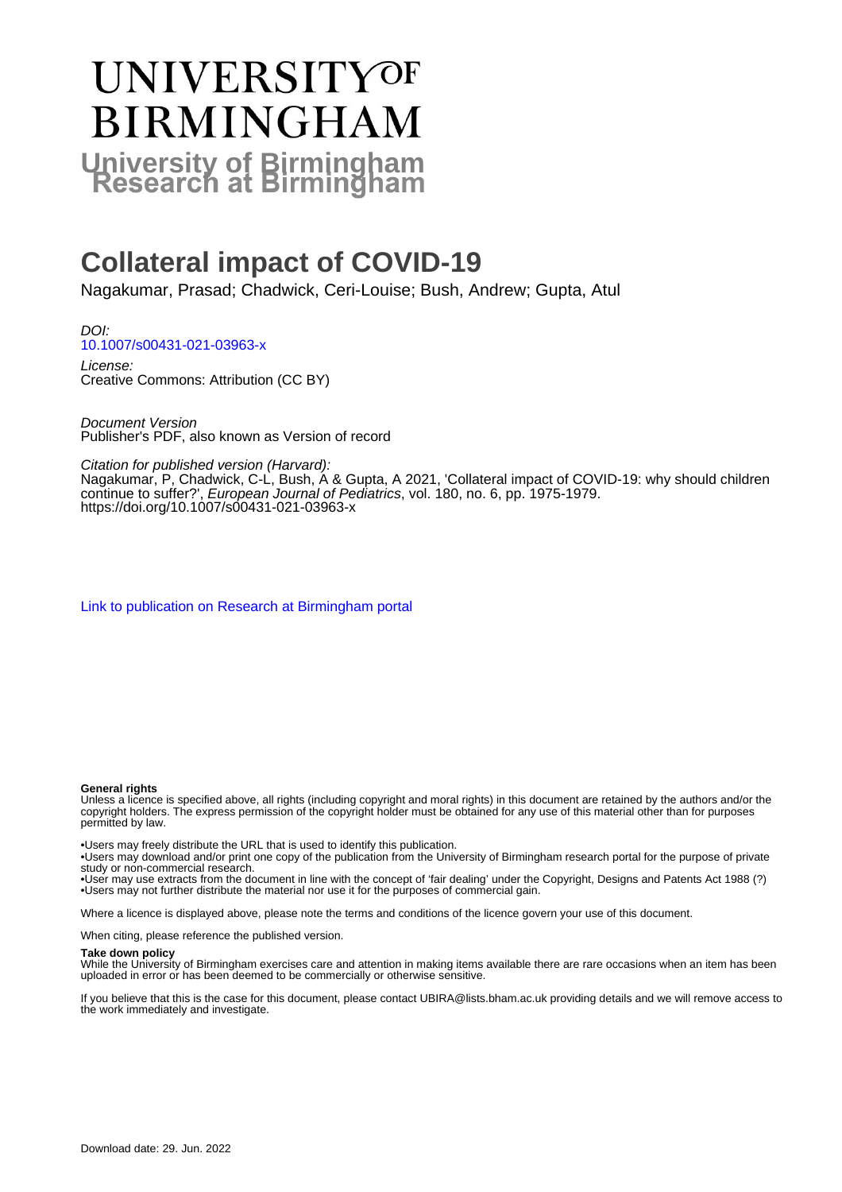# UNIVERSITY OF BIRMINGHAM

## University of Birmingham Research at Birmingham

# Collateral impact of COVID-19

Nagakumar, Prasad; Chadwick, Ceri-Louise; Bush, Andrew; Gupta, Atul

*DOI:*
[10.1007/s00431-021-03963-x](https://doi.org/10.1007/s00431-021-03963-x)

*License:*
Creative Commons: Attribution (CC BY)

*Document Version*
Publisher's PDF, also known as Version of record

*Citation for published version (Harvard):*
Nagakumar, P, Chadwick, C-L, Bush, A & Gupta, A 2021, 'Collateral impact of COVID-19: why should children continue to suffer?', *European Journal of Pediatrics*, vol. 180, no. 6, pp. 1975-1979. https://doi.org/10.1007/s00431-021-03963-x

[Link to publication on Research at Birmingham portal](#)

**General rights**
Unless a licence is specified above, all rights (including copyright and moral rights) in this document are retained by the authors and/or the copyright holders. The express permission of the copyright holder must be obtained for any use of this material other than for purposes permitted by law.

•Users may freely distribute the URL that is used to identify this publication.
•Users may download and/or print one copy of the publication from the University of Birmingham research portal for the purpose of private study or non-commercial research.
•User may use extracts from the document in line with the concept of 'fair dealing' under the Copyright, Designs and Patents Act 1988 (?)
•Users may not further distribute the material nor use it for the purposes of commercial gain.

Where a licence is displayed above, please note the terms and conditions of the licence govern your use of this document.

When citing, please reference the published version.

**Take down policy**
While the University of Birmingham exercises care and attention in making items available there are rare occasions when an item has been uploaded in error or has been deemed to be commercially or otherwise sensitive.

If you believe that this is the case for this document, please contact UBIRA@lists.bham.ac.uk providing details and we will remove access to the work immediately and investigate.

Download date: 29. Jun. 2022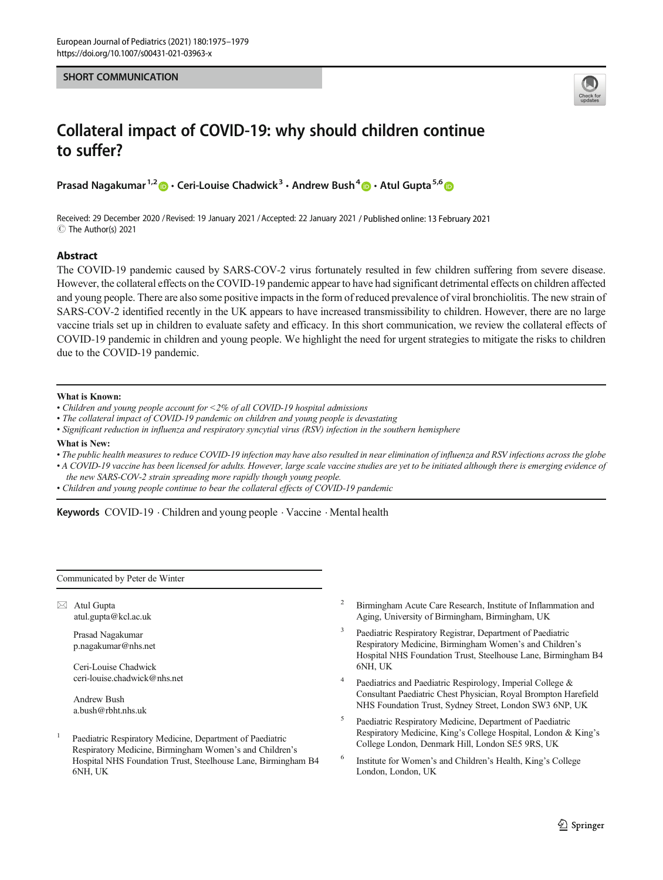**SHORT COMMUNICATION**

# Collateral impact of COVID-19: why should children continue to suffer?

Prasad Nagakumar[1,2] · Ceri-Louise Chadwick[3] · Andrew Bush[4] · Atul Gupta[5,6]

Received: 29 December 2020 / Revised: 19 January 2021 / Accepted: 22 January 2021 / Published online: 13 February 2021
© The Author(s) 2021

## Abstract

The COVID-19 pandemic caused by SARS-COV-2 virus fortunately resulted in few children suffering from severe disease. However, the collateral effects on the COVID-19 pandemic appear to have had significant detrimental effects on children affected and young people. There are also some positive impacts in the form of reduced prevalence of viral bronchiolitis. The new strain of SARS-COV-2 identified recently in the UK appears to have increased transmissibility to children. However, there are no large vaccine trials set up in children to evaluate safety and efficacy. In this short communication, we review the collateral effects of COVID-19 pandemic in children and young people. We highlight the need for urgent strategies to mitigate the risks to children due to the COVID-19 pandemic.

**What is Known:**

- *Children and young people account for <2% of all COVID-19 hospital admissions*
- *The collateral impact of COVID-19 pandemic on children and young people is devastating*
- *Significant reduction in influenza and respiratory syncytial virus (RSV) infection in the southern hemisphere*

**What is New:**

- *The public health measures to reduce COVID-19 infection may have also resulted in near elimination of influenza and RSV infections across the globe*
- *A COVID-19 vaccine has been licensed for adults. However, large scale vaccine studies are yet to be initiated although there is emerging evidence of the new SARS-COV-2 strain spreading more rapidly though young people.*
- *Children and young people continue to bear the collateral effects of COVID-19 pandemic*

**Keywords** COVID-19 · Children and young people · Vaccine · Mental health

Communicated by Peter de Winter

✉ Atul Gupta
atul.gupta@kcl.ac.uk

Prasad Nagakumar
p.nagakumar@nhs.net

Ceri-Louise Chadwick
ceri-louise.chadwick@nhs.net

Andrew Bush
a.bush@rbht.nhs.uk

[1] Paediatric Respiratory Medicine, Department of Paediatric Respiratory Medicine, Birmingham Women's and Children's Hospital NHS Foundation Trust, Steelhouse Lane, Birmingham B4 6NH, UK

[2] Birmingham Acute Care Research, Institute of Inflammation and Aging, University of Birmingham, Birmingham, UK

[3] Paediatric Respiratory Registrar, Department of Paediatric Respiratory Medicine, Birmingham Women's and Children's Hospital NHS Foundation Trust, Steelhouse Lane, Birmingham B4 6NH, UK

[4] Paediatrics and Paediatric Respirology, Imperial College & Consultant Paediatric Chest Physician, Royal Brompton Harefield NHS Foundation Trust, Sydney Street, London SW3 6NP, UK

[5] Paediatric Respiratory Medicine, Department of Paediatric Respiratory Medicine, King's College Hospital, London & King's College London, Denmark Hill, London SE5 9RS, UK

[6] Institute for Women's and Children's Health, King's College London, London, UK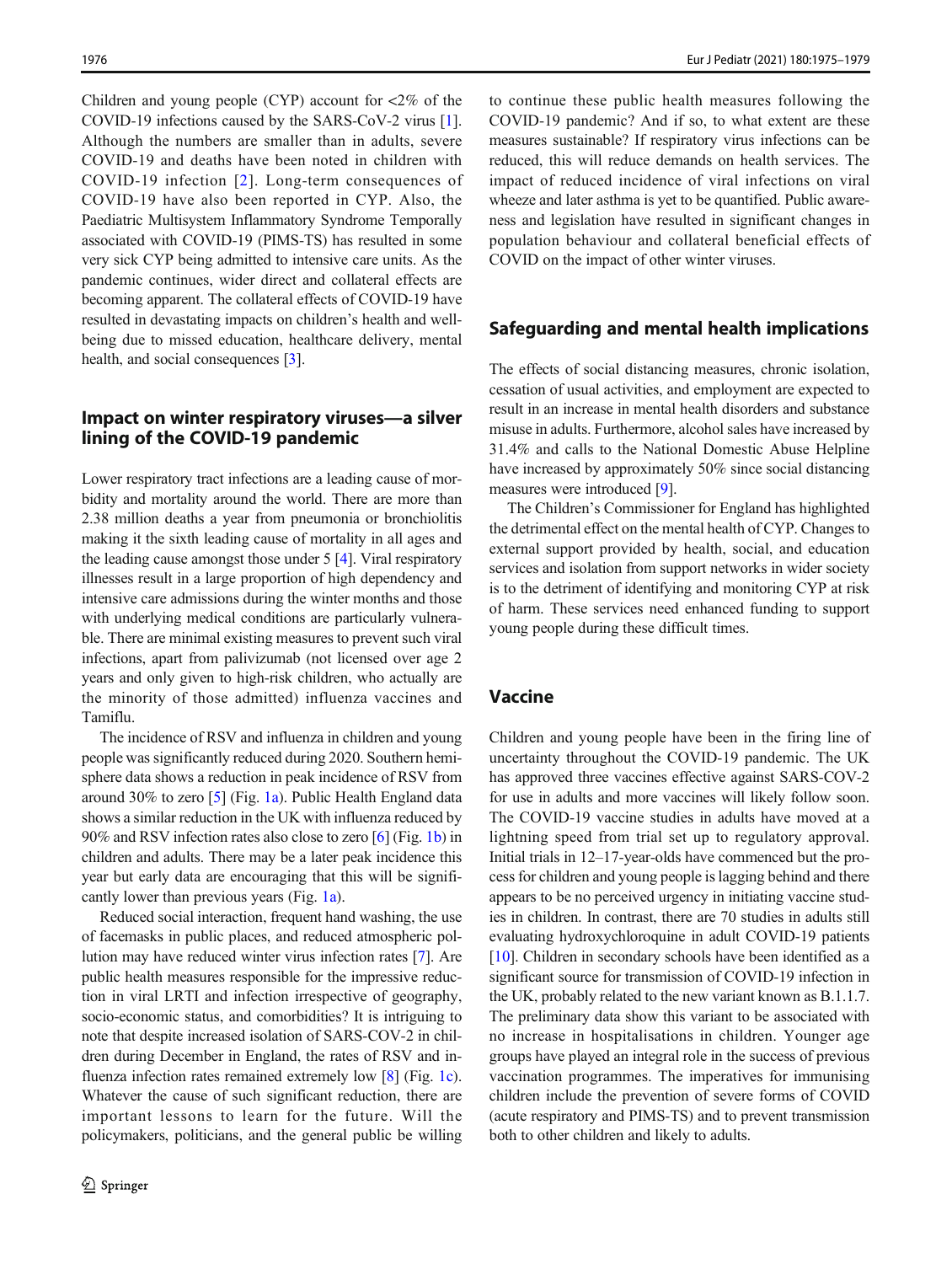Children and young people (CYP) account for <2% of the COVID-19 infections caused by the SARS-CoV-2 virus [1]. Although the numbers are smaller than in adults, severe COVID-19 and deaths have been noted in children with COVID-19 infection [2]. Long-term consequences of COVID-19 have also been reported in CYP. Also, the Paediatric Multisystem Inflammatory Syndrome Temporally associated with COVID-19 (PIMS-TS) has resulted in some very sick CYP being admitted to intensive care units. As the pandemic continues, wider direct and collateral effects are becoming apparent. The collateral effects of COVID-19 have resulted in devastating impacts on children's health and well-being due to missed education, healthcare delivery, mental health, and social consequences [3].

## Impact on winter respiratory viruses—a silver lining of the COVID-19 pandemic

Lower respiratory tract infections are a leading cause of morbidity and mortality around the world. There are more than 2.38 million deaths a year from pneumonia or bronchiolitis making it the sixth leading cause of mortality in all ages and the leading cause amongst those under 5 [4]. Viral respiratory illnesses result in a large proportion of high dependency and intensive care admissions during the winter months and those with underlying medical conditions are particularly vulnerable. There are minimal existing measures to prevent such viral infections, apart from palivizumab (not licensed over age 2 years and only given to high-risk children, who actually are the minority of those admitted) influenza vaccines and Tamiflu.

The incidence of RSV and influenza in children and young people was significantly reduced during 2020. Southern hemisphere data shows a reduction in peak incidence of RSV from around 30% to zero [5] (Fig. 1a). Public Health England data shows a similar reduction in the UK with influenza reduced by 90% and RSV infection rates also close to zero [6] (Fig. 1b) in children and adults. There may be a later peak incidence this year but early data are encouraging that this will be significantly lower than previous years (Fig. 1a).

Reduced social interaction, frequent hand washing, the use of facemasks in public places, and reduced atmospheric pollution may have reduced winter virus infection rates [7]. Are public health measures responsible for the impressive reduction in viral LRTI and infection irrespective of geography, socio-economic status, and comorbidities? It is intriguing to note that despite increased isolation of SARS-COV-2 in children during December in England, the rates of RSV and influenza infection rates remained extremely low [8] (Fig. 1c). Whatever the cause of such significant reduction, there are important lessons to learn for the future. Will the policymakers, politicians, and the general public be willing to continue these public health measures following the COVID-19 pandemic? And if so, to what extent are these measures sustainable? If respiratory virus infections can be reduced, this will reduce demands on health services. The impact of reduced incidence of viral infections on viral wheeze and later asthma is yet to be quantified. Public awareness and legislation have resulted in significant changes in population behaviour and collateral beneficial effects of COVID on the impact of other winter viruses.

## Safeguarding and mental health implications

The effects of social distancing measures, chronic isolation, cessation of usual activities, and employment are expected to result in an increase in mental health disorders and substance misuse in adults. Furthermore, alcohol sales have increased by 31.4% and calls to the National Domestic Abuse Helpline have increased by approximately 50% since social distancing measures were introduced [9].

The Children's Commissioner for England has highlighted the detrimental effect on the mental health of CYP. Changes to external support provided by health, social, and education services and isolation from support networks in wider society is to the detriment of identifying and monitoring CYP at risk of harm. These services need enhanced funding to support young people during these difficult times.

## Vaccine

Children and young people have been in the firing line of uncertainty throughout the COVID-19 pandemic. The UK has approved three vaccines effective against SARS-COV-2 for use in adults and more vaccines will likely follow soon. The COVID-19 vaccine studies in adults have moved at a lightning speed from trial set up to regulatory approval. Initial trials in 12–17-year-olds have commenced but the process for children and young people is lagging behind and there appears to be no perceived urgency in initiating vaccine studies in children. In contrast, there are 70 studies in adults still evaluating hydroxychloroquine in adult COVID-19 patients [10]. Children in secondary schools have been identified as a significant source for transmission of COVID-19 infection in the UK, probably related to the new variant known as B.1.1.7. The preliminary data show this variant to be associated with no increase in hospitalisations in children. Younger age groups have played an integral role in the success of previous vaccination programmes. The imperatives for immunising children include the prevention of severe forms of COVID (acute respiratory and PIMS-TS) and to prevent transmission both to other children and likely to adults.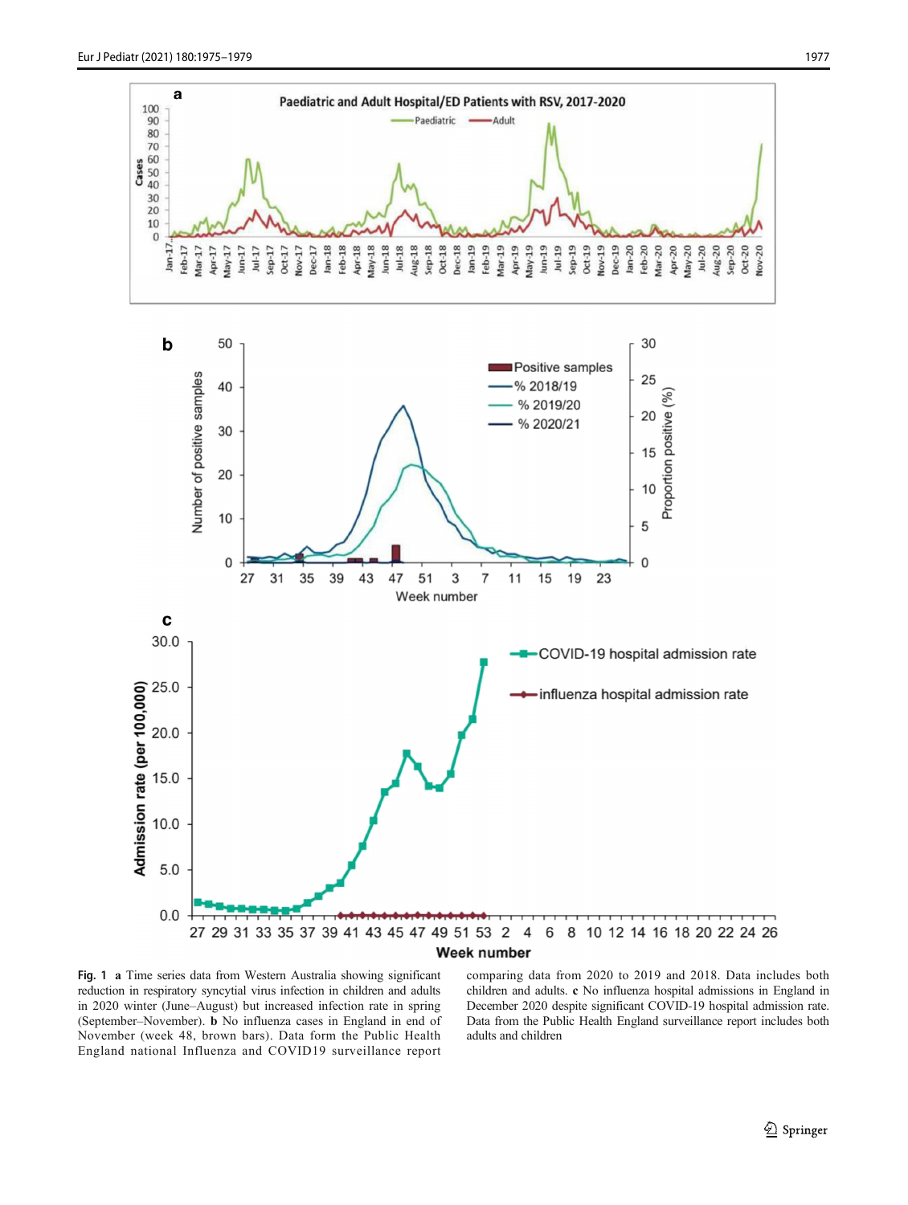**Fig. 1** **a** Time series data from Western Australia showing significant reduction in respiratory syncytial virus infection in children and adults in 2020 winter (June–August) but increased infection rate in spring (September–November). **b** No influenza cases in England in end of November (week 48, brown bars). Data form the Public Health England national Influenza and COVID19 surveillance report comparing data from 2020 to 2019 and 2018. Data includes both children and adults. **c** No influenza hospital admissions in England in December 2020 despite significant COVID-19 hospital admission rate. Data from the Public Health England surveillance report includes both adults and children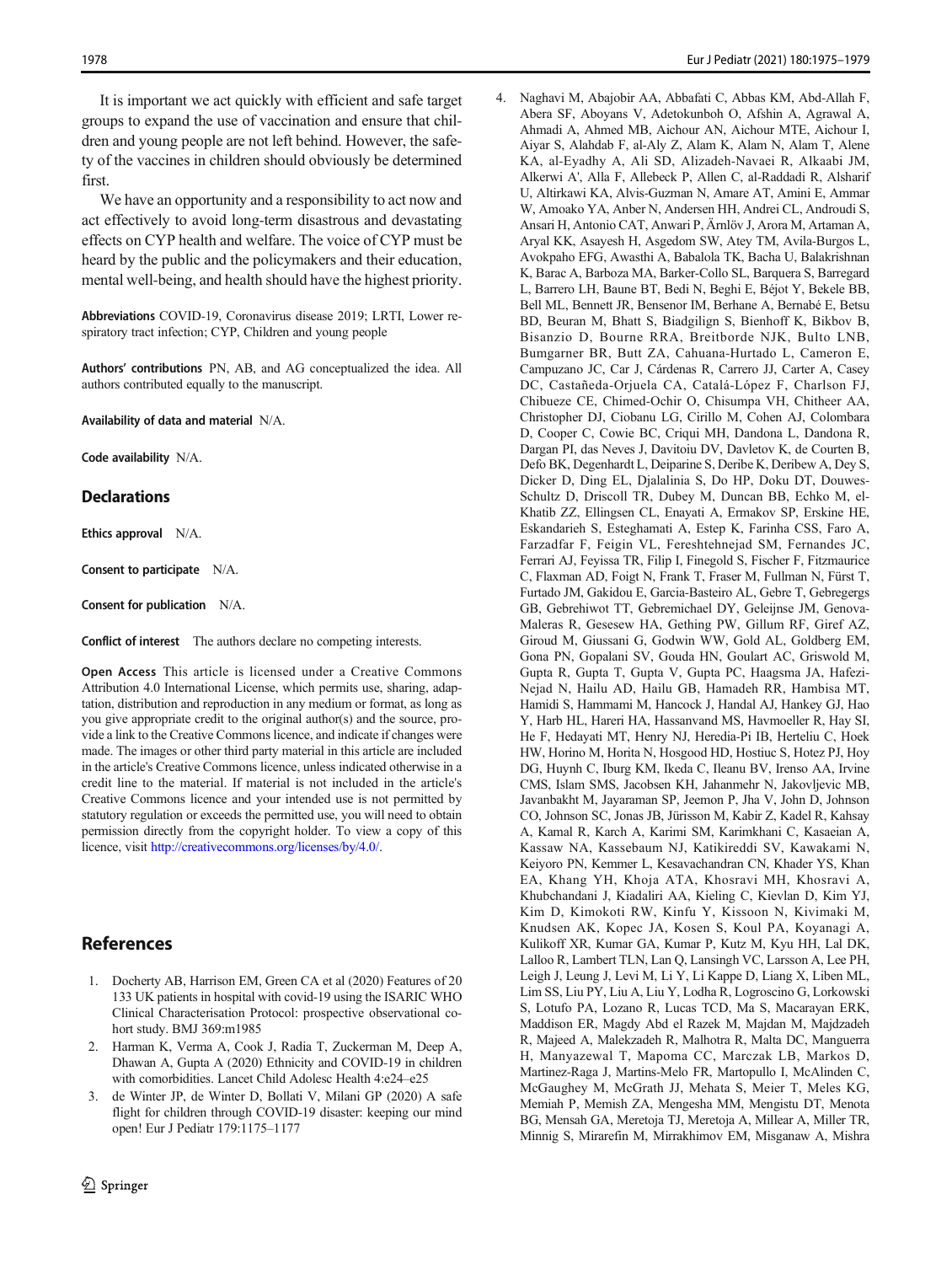It is important we act quickly with efficient and safe target groups to expand the use of vaccination and ensure that children and young people are not left behind. However, the safety of the vaccines in children should obviously be determined first.

We have an opportunity and a responsibility to act now and act effectively to avoid long-term disastrous and devastating effects on CYP health and welfare. The voice of CYP must be heard by the public and the policymakers and their education, mental well-being, and health should have the highest priority.

**Abbreviations** COVID-19, Coronavirus disease 2019; LRTI, Lower respiratory tract infection; CYP, Children and young people

**Authors' contributions** PN, AB, and AG conceptualized the idea. All authors contributed equally to the manuscript.

**Availability of data and material** N/A.

**Code availability** N/A.

## Declarations

**Ethics approval** N/A.

**Consent to participate** N/A.

**Consent for publication** N/A.

**Conflict of interest** The authors declare no competing interests.

**Open Access** This article is licensed under a Creative Commons Attribution 4.0 International License, which permits use, sharing, adaptation, distribution and reproduction in any medium or format, as long as you give appropriate credit to the original author(s) and the source, provide a link to the Creative Commons licence, and indicate if changes were made. The images or other third party material in this article are included in the article's Creative Commons licence, unless indicated otherwise in a credit line to the material. If material is not included in the article's Creative Commons licence and your intended use is not permitted by statutory regulation or exceeds the permitted use, you will need to obtain permission directly from the copyright holder. To view a copy of this licence, visit http://creativecommons.org/licenses/by/4.0/.

## References

1. Docherty AB, Harrison EM, Green CA et al (2020) Features of 20 133 UK patients in hospital with covid-19 using the ISARIC WHO Clinical Characterisation Protocol: prospective observational cohort study. BMJ 369:m1985
2. Harman K, Verma A, Cook J, Radia T, Zuckerman M, Deep A, Dhawan A, Gupta A (2020) Ethnicity and COVID-19 in children with comorbidities. Lancet Child Adolesc Health 4:e24–e25
3. de Winter JP, de Winter D, Bollati V, Milani GP (2020) A safe flight for children through COVID-19 disaster: keeping our mind open! Eur J Pediatr 179:1175–1177
4. Naghavi M, Abajobir AA, Abbafati C, Abbas KM, Abd-Allah F, Abera SF, Aboyans V, Adetokunboh O, Afshin A, Agrawal A, Ahmadi A, Ahmed MB, Aichour AN, Aichour MTE, Aichour I, Aiyar S, Alahdab F, al-Aly Z, Alam K, Alam N, Alam T, Alene KA, al-Eyadhy A, Ali SD, Alizadeh-Navaei R, Alkaabi JM, Alkerwi A', Alla F, Allebeck P, Allen C, al-Raddadi R, Alsharif U, Altirkawi KA, Alvis-Guzman N, Amare AT, Amini E, Ammar W, Amoako YA, Anber N, Andersen HH, Andrei CL, Androudi S, Ansari H, Antonio CAT, Anwari P, Ärnlöv J, Arora M, Artaman A, Aryal KK, Asayesh H, Asgedom SW, Atey TM, Avila-Burgos L, Avokpaho EFG, Awasthi A, Babalola TK, Bacha U, Balakrishnan K, Barac A, Barboza MA, Barker-Collo SL, Barquera S, Barregard L, Barrero LH, Baune BT, Bedi N, Beghi E, Béjot Y, Bekele BB, Bell ML, Bennett JR, Bensenor IM, Berhane A, Bernabé E, Betsu BD, Beuran M, Bhatt S, Biadgilign S, Bienhoff K, Bikbov B, Bisanzio D, Bourne RRA, Breitborde NJK, Bulto LNB, Bumgarner BR, Butt ZA, Cahuana-Hurtado L, Cameron E, Campuzano JC, Car J, Cárdenas R, Carrero JJ, Carter A, Casey DC, Castañeda-Orjuela CA, Catalá-López F, Charlson FJ, Chibueze CE, Chimed-Ochir O, Chisumpa VH, Chitheer AA, Christopher DJ, Ciobanu LG, Cirillo M, Cohen AJ, Colombara D, Cooper C, Cowie BC, Criqui MH, Dandona L, Dandona R, Dargan PI, das Neves J, Davitoiu DV, Davletov K, de Courten B, Defo BK, Degenhardt L, Deiparine S, Deribe K, Deribew A, Dey S, Dicker D, Ding EL, Djalalinia S, Do HP, Doku DT, Douwes-Schultz D, Driscoll TR, Dubey M, Duncan BB, Echko M, el-Khatib ZZ, Ellingsen CL, Enayati A, Ermakov SP, Erskine HE, Eskandarieh S, Esteghamati A, Estep K, Farinha CSS, Faro A, Farzadfar F, Feigin VL, Fereshtehnejad SM, Fernandes JC, Ferrari AJ, Feyissa TR, Filip I, Finegold S, Fischer F, Fitzmaurice C, Flaxman AD, Foigt N, Frank T, Fraser M, Fullman N, Fürst T, Furtado JM, Gakidou E, Garcia-Basteiro AL, Gebre T, Gebregergs GB, Gebrehiwot TT, Gebremichael DY, Geleijnse JM, Genova-Maleras R, Gesesew HA, Gething PW, Gillum RF, Giref AZ, Giroud M, Giussani G, Godwin WW, Gold AL, Goldberg EM, Gona PN, Gopalani SV, Gouda HN, Goulart AC, Griswold M, Gupta R, Gupta T, Gupta V, Gupta PC, Haagsma JA, Hafezi-Nejad N, Hailu AD, Hailu GB, Hamadeh RR, Hambisa MT, Hamidi S, Hammami M, Hancock J, Handal AJ, Hankey GJ, Hao Y, Harb HL, Hareri HA, Hassanvand MS, Havmoeller R, Hay SI, He F, Hedayati MT, Henry NJ, Heredia-Pi IB, Herteliu C, Hoek HW, Horino M, Horita N, Hosgood HD, Hostiuc S, Hotez PJ, Hoy DG, Huynh C, Iburg KM, Ikeda C, Ileanu BV, Irenso AA, Irvine CMS, Islam SMS, Jacobsen KH, Jahanmehr N, Jakovljevic MB, Javanbakht M, Jayaraman SP, Jeemon P, Jha V, John D, Johnson CO, Johnson SC, Jonas JB, Jürisson M, Kabir Z, Kadel R, Kahsay A, Kamal R, Karch A, Karimi SM, Karimkhani C, Kasaeian A, Kassaw NA, Kassebaum NJ, Katikireddi SV, Kawakami N, Keiyoro PN, Kemmer L, Kesavachandran CN, Khader YS, Khan EA, Khang YH, Khoja ATA, Khosravi MH, Khosravi A, Khubchandani J, Kiadaliri AA, Kieling C, Kievlan D, Kim YJ, Kim D, Kimokoti RW, Kinfu Y, Kissoon N, Kivimaki M, Knudsen AK, Kopec JA, Kosen S, Koul PA, Koyanagi A, Kulikoff XR, Kumar GA, Kumar P, Kutz M, Kyu HH, Lal DK, Lalloo R, Lambert TLN, Lan Q, Lansingh VC, Larsson A, Lee PH, Leigh J, Leung J, Levi M, Li Y, Li Kappe D, Liang X, Liben ML, Lim SS, Liu PY, Liu A, Liu Y, Lodha R, Logroscino G, Lorkowski S, Lotufo PA, Lozano R, Lucas TCD, Ma S, Macarayan ERK, Maddison ER, Magdy Abd el Razek M, Majdan M, Majdzadeh R, Majeed A, Malekzadeh R, Malhotra R, Malta DC, Manguerra H, Manyazewal T, Mapoma CC, Marczak LB, Markos D, Martinez-Raga J, Martins-Melo FR, Martopullo I, McAlinden C, McGaughey M, McGrath JJ, Mehata S, Meier T, Meles KG, Memiah P, Memish ZA, Mengesha MM, Mengistu DT, Menota BG, Mensah GA, Meretoja TJ, Meretoja A, Millear A, Miller TR, Minnig S, Mirarefin M, Mirrakhimov EM, Misganaw A, Mishra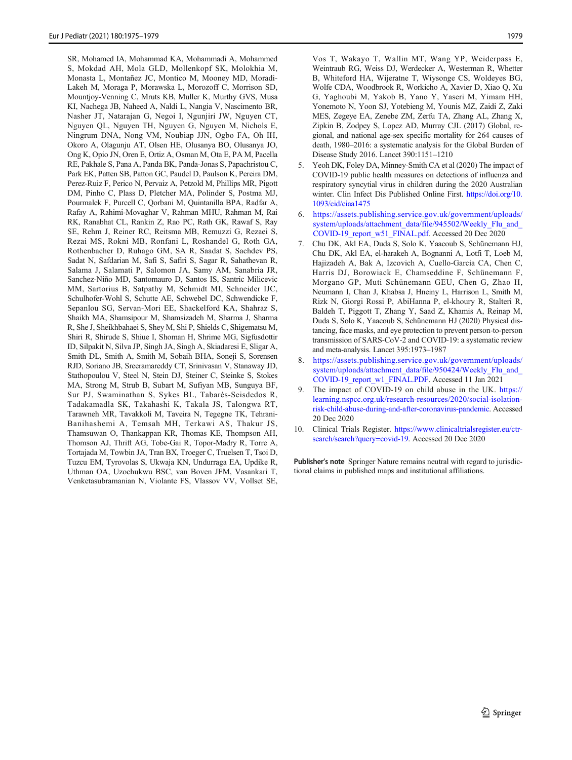SR, Mohamed IA, Mohammad KA, Mohammadi A, Mohammed S, Mokdad AH, Mola GLD, Mollenkopf SK, Molokhia M, Monasta L, Montañez JC, Montico M, Mooney MD, Moradi-Lakeh M, Moraga P, Morawska L, Morozoff C, Morrison SD, Mountjoy-Venning C, Mruts KB, Muller K, Murthy GVS, Musa KI, Nachega JB, Naheed A, Naldi L, Nangia V, Nascimento BR, Nasher JT, Natarajan G, Negoi I, Ngunjiri JW, Nguyen CT, Nguyen QL, Nguyen TH, Nguyen G, Nguyen M, Nichols E, Ningrum DNA, Nong VM, Noubiap JJN, Ogbo FA, Oh IH, Okoro A, Olagunju AT, Olsen HE, Olusanya BO, Olusanya JO, Ong K, Opio JN, Oren E, Ortiz A, Osman M, Ota E, PA M, Pacella RE, Pakhale S, Pana A, Panda BK, Panda-Jonas S, Papachristou C, Park EK, Patten SB, Patton GC, Paudel D, Paulson K, Pereira DM, Perez-Ruiz F, Perico N, Pervaiz A, Petzold M, Phillips MR, Pigott DM, Pinho C, Plass D, Pletcher MA, Polinder S, Postma MJ, Pourmalek F, Purcell C, Qorbani M, Quintanilla BPA, Radfar A, Rafay A, Rahimi-Movaghar V, Rahman MHU, Rahman M, Rai RK, Ranabhat CL, Rankin Z, Rao PC, Rath GK, Rawaf S, Ray SE, Rehm J, Reiner RC, Reitsma MB, Remuzzi G, Rezaei S, Rezai MS, Rokni MB, Ronfani L, Roshandel G, Roth GA, Rothenbacher D, Ruhago GM, SA R, Saadat S, Sachdev PS, Sadat N, Safdarian M, Safi S, Safiri S, Sagar R, Sahathevan R, Salama J, Salamati P, Salomon JA, Samy AM, Sanabria JR, Sanchez-Niño MD, Santomauro D, Santos IS, Santric Milicevic MM, Sartorius B, Satpathy M, Schmidt MI, Schneider IJC, Schulhofer-Wohl S, Schutte AE, Schwebel DC, Schwendicke F, Sepanlou SG, Servan-Mori EE, Shackelford KA, Shahraz S, Shaikh MA, Shamsipour M, Shamsizadeh M, Sharma J, Sharma R, She J, Sheikhbahaei S, Shey M, Shi P, Shields C, Shigematsu M, Shiri R, Shirude S, Shiue I, Shoman H, Shrime MG, Sigfusdottir ID, Silpakit N, Silva JP, Singh JA, Singh A, Skiadaresi E, Sligar A, Smith DL, Smith A, Smith M, Sobaih BHA, Soneji S, Sorensen RJD, Soriano JB, Sreeramareddy CT, Srinivasan V, Stanaway JD, Stathopoulou V, Steel N, Stein DJ, Steiner C, Steinke S, Stokes MA, Strong M, Strub B, Subart M, Sufiyan MB, Sunguya BF, Sur PJ, Swaminathan S, Sykes BL, Tabarés-Seisdedos R, Tadakamadla SK, Takahashi K, Takala JS, Talongwa RT, Tarawneh MR, Tavakkoli M, Taveira N, Tegegne TK, Tehrani-Banihashemi A, Temsah MH, Terkawi AS, Thakur JS, Thamsuwan O, Thankappan KR, Thomas KE, Thompson AH, Thomson AJ, Thrift AG, Tobe-Gai R, Topor-Madry R, Torre A, Tortajada M, Towbin JA, Tran BX, Troeger C, Truelsen T, Tsoi D, Tuzcu EM, Tyrovolas S, Ukwaja KN, Undurraga EA, Updike R, Uthman OA, Uzochukwu BSC, van Boven JFM, Vasankari T, Venketasubramanian N, Violante FS, Vlassov VV, Vollset SE, Vos T, Wakayo T, Wallin MT, Wang YP, Weiderpass E, Weintraub RG, Weiss DJ, Werdecker A, Westerman R, Whetter B, Whiteford HA, Wijeratne T, Wiysonge CS, Woldeyes BG, Wolfe CDA, Woodbrook R, Workicho A, Xavier D, Xiao Q, Xu G, Yaghoubi M, Yakob B, Yano Y, Yaseri M, Yimam HH, Yonemoto N, Yoon SJ, Yotebieng M, Younis MZ, Zaidi Z, Zaki MES, Zegeye EA, Zenebe ZM, Zerfu TA, Zhang AL, Zhang X, Zipkin B, Zodpey S, Lopez AD, Murray CJL (2017) Global, regional, and national age-sex specific mortality for 264 causes of death, 1980–2016: a systematic analysis for the Global Burden of Disease Study 2016. Lancet 390:1151–1210

5. Yeoh DK, Foley DA, Minney-Smith CA et al (2020) The impact of COVID-19 public health measures on detections of influenza and respiratory syncytial virus in children during the 2020 Australian winter. Clin Infect Dis Published Online First. https://doi.org/10.1093/cid/ciaa1475
6. https://assets.publishing.service.gov.uk/government/uploads/system/uploads/attachment_data/file/945502/Weekly_Flu_and_COVID-19_report_w51_FINAL.pdf. Accessed 20 Dec 2020
7. Chu DK, Akl EA, Duda S, Solo K, Yaacoub S, Schünemann HJ, Chu DK, Akl EA, el-harakeh A, Bognanni A, Lotfi T, Loeb M, Hajizadeh A, Bak A, Izcovich A, Cuello-Garcia CA, Chen C, Harris DJ, Borowiack E, Chamseddine F, Schünemann F, Morgano GP, Muti Schünemann GEU, Chen G, Zhao H, Neumann I, Chan J, Khabsa J, Hneiny L, Harrison L, Smith M, Rizk N, Giorgi Rossi P, AbiHanna P, el-khoury R, Stalteri R, Baldeh T, Piggott T, Zhang Y, Saad Z, Khamis A, Reinap M, Duda S, Solo K, Yaacoub S, Schünemann HJ (2020) Physical distancing, face masks, and eye protection to prevent person-to-person transmission of SARS-CoV-2 and COVID-19: a systematic review and meta-analysis. Lancet 395:1973–1987
8. https://assets.publishing.service.gov.uk/government/uploads/system/uploads/attachment_data/file/950424/Weekly_Flu_and_COVID-19_report_w1_FINAL.PDF. Accessed 11 Jan 2021
9. The impact of COVID-19 on child abuse in the UK. https://learning.nspcc.org.uk/research-resources/2020/social-isolation-risk-child-abuse-during-and-after-coronavirus-pandemic. Accessed 20 Dec 2020
10. Clinical Trials Register. https://www.clinicaltrialsregister.eu/ctr-search/search?query=covid-19. Accessed 20 Dec 2020

**Publisher's note** Springer Nature remains neutral with regard to jurisdictional claims in published maps and institutional affiliations.